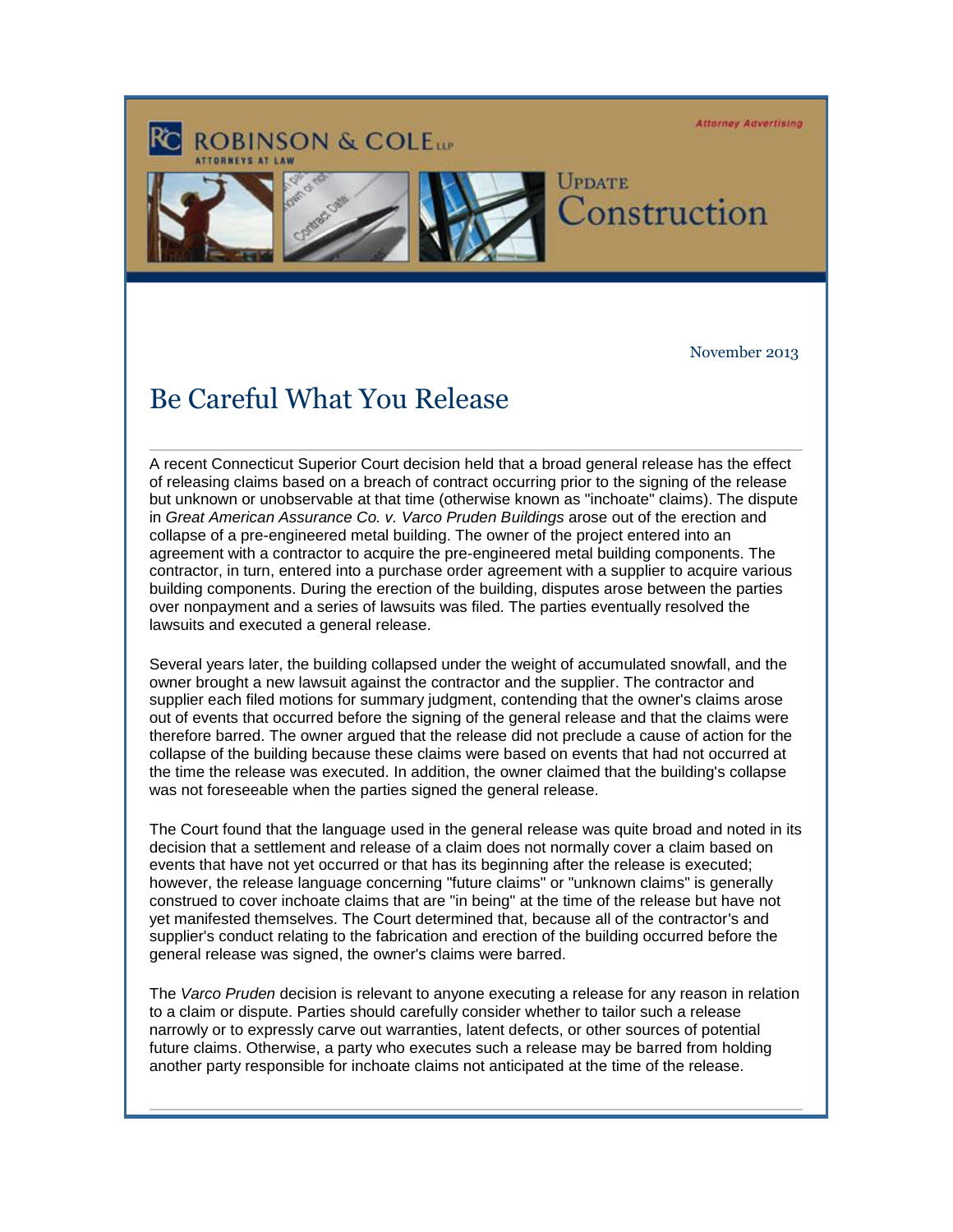Robinson & Cole LLP
Attorneys at Law

Attorney Advertising

Update Construction

November 2013

# Be Careful What You Release

A recent Connecticut Superior Court decision held that a broad general release has the effect of releasing claims based on a breach of contract occurring prior to the signing of the release but unknown or unobservable at that time (otherwise known as "inchoate" claims). The dispute in *Great American Assurance Co. v. Varco Pruden Buildings* arose out of the erection and collapse of a pre-engineered metal building. The owner of the project entered into an agreement with a contractor to acquire the pre-engineered metal building components. The contractor, in turn, entered into a purchase order agreement with a supplier to acquire various building components. During the erection of the building, disputes arose between the parties over nonpayment and a series of lawsuits was filed. The parties eventually resolved the lawsuits and executed a general release.

Several years later, the building collapsed under the weight of accumulated snowfall, and the owner brought a new lawsuit against the contractor and the supplier. The contractor and supplier each filed motions for summary judgment, contending that the owner's claims arose out of events that occurred before the signing of the general release and that the claims were therefore barred. The owner argued that the release did not preclude a cause of action for the collapse of the building because these claims were based on events that had not occurred at the time the release was executed. In addition, the owner claimed that the building's collapse was not foreseeable when the parties signed the general release.

The Court found that the language used in the general release was quite broad and noted in its decision that a settlement and release of a claim does not normally cover a claim based on events that have not yet occurred or that has its beginning after the release is executed; however, the release language concerning "future claims" or "unknown claims" is generally construed to cover inchoate claims that are "in being" at the time of the release but have not yet manifested themselves. The Court determined that, because all of the contractor's and supplier's conduct relating to the fabrication and erection of the building occurred before the general release was signed, the owner's claims were barred.

The *Varco Pruden* decision is relevant to anyone executing a release for any reason in relation to a claim or dispute. Parties should carefully consider whether to tailor such a release narrowly or to expressly carve out warranties, latent defects, or other sources of potential future claims. Otherwise, a party who executes such a release may be barred from holding another party responsible for inchoate claims not anticipated at the time of the release.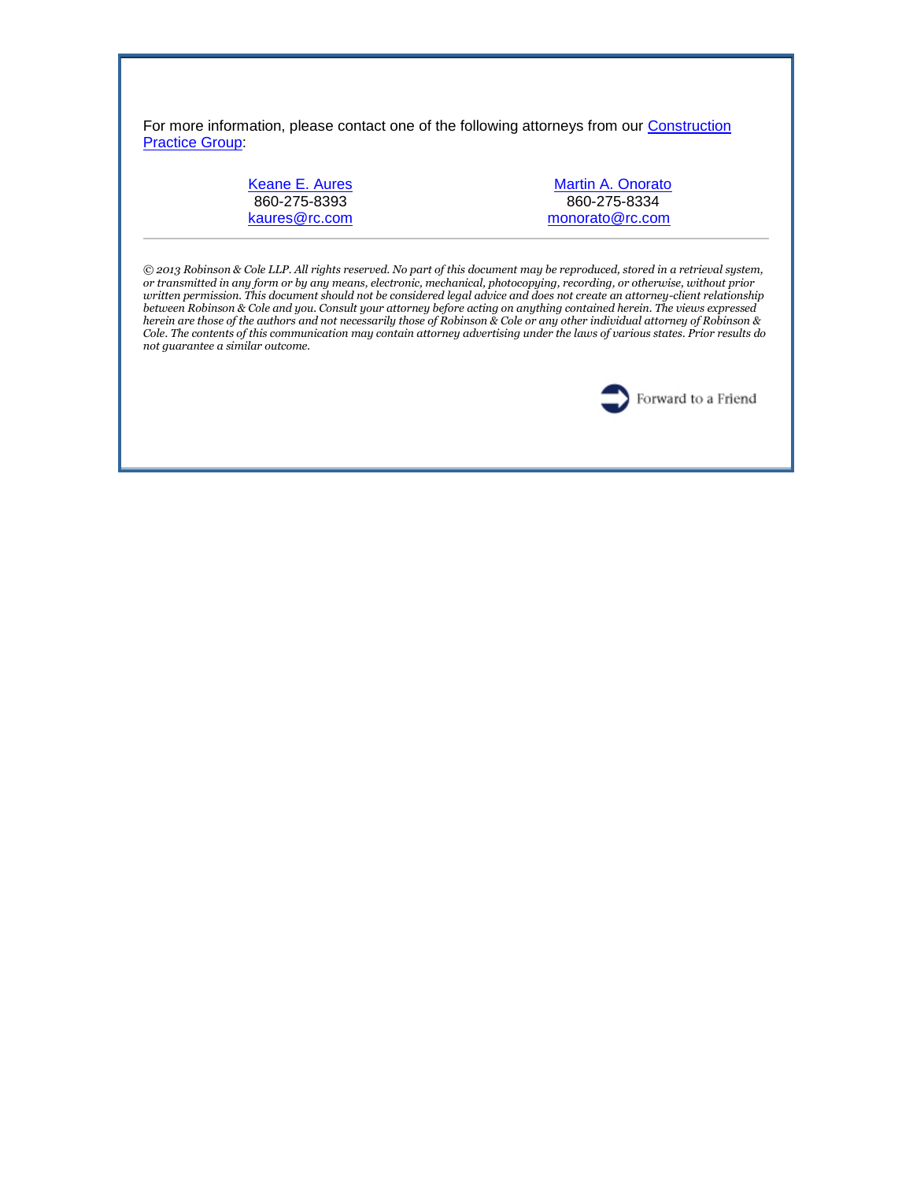For more information, please contact one of the following attorneys from our Construction Practice Group:

Keane E. Aures
860-275-8393
kaures@rc.com

Martin A. Onorato
860-275-8334
monorato@rc.com

---

*© 2013 Robinson & Cole LLP. All rights reserved. No part of this document may be reproduced, stored in a retrieval system, or transmitted in any form or by any means, electronic, mechanical, photocopying, recording, or otherwise, without prior written permission. This document should not be considered legal advice and does not create an attorney-client relationship between Robinson & Cole and you. Consult your attorney before acting on anything contained herein. The views expressed herein are those of the authors and not necessarily those of Robinson & Cole or any other individual attorney of Robinson & Cole. The contents of this communication may contain attorney advertising under the laws of various states. Prior results do not guarantee a similar outcome.*

Forward to a Friend